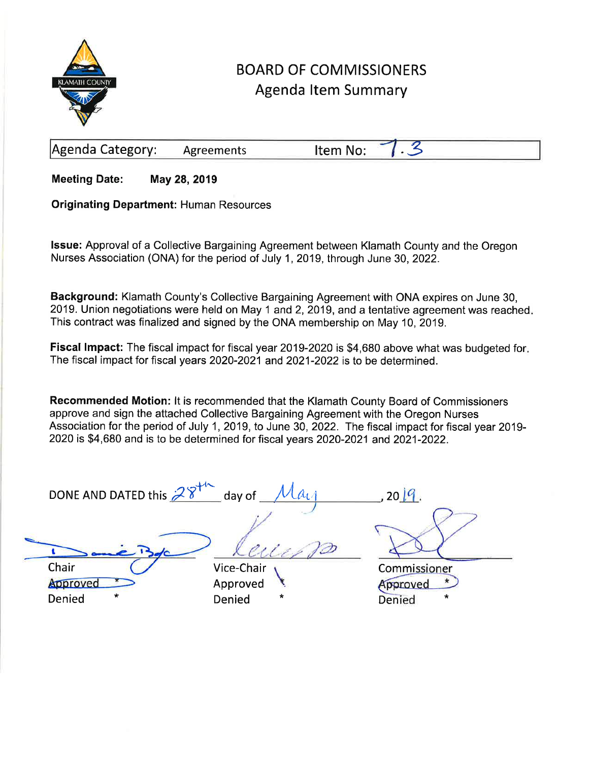# BOARD OF COMMISSIONERS

## Agenda Item Summary

| Agenda Category: Agreements | Item No: 7.3 |
|---|---|

**Meeting Date:** **May 28, 2019**

**Originating Department:** Human Resources

**Issue:** Approval of a Collective Bargaining Agreement between Klamath County and the Oregon Nurses Association (ONA) for the period of July 1, 2019, through June 30, 2022.

**Background:** Klamath County's Collective Bargaining Agreement with ONA expires on June 30, 2019. Union negotiations were held on May 1 and 2, 2019, and a tentative agreement was reached. This contract was finalized and signed by the ONA membership on May 10, 2019.

**Fiscal Impact:** The fiscal impact for fiscal year 2019-2020 is $4,680 above what was budgeted for. The fiscal impact for fiscal years 2020-2021 and 2021-2022 is to be determined.

**Recommended Motion:** It is recommended that the Klamath County Board of Commissioners approve and sign the attached Collective Bargaining Agreement with the Oregon Nurses Association for the period of July 1, 2019, to June 30, 2022. The fiscal impact for fiscal year 2019-2020 is $4,680 and is to be determined for fiscal years 2020-2021 and 2021-2022.

DONE AND DATED this 28th day of May, 2019.

| Chair | Vice-Chair | Commissioner |
|---|---|---|
| Approved * | Approved * | Approved * |
| Denied * | Denied * | Denied * |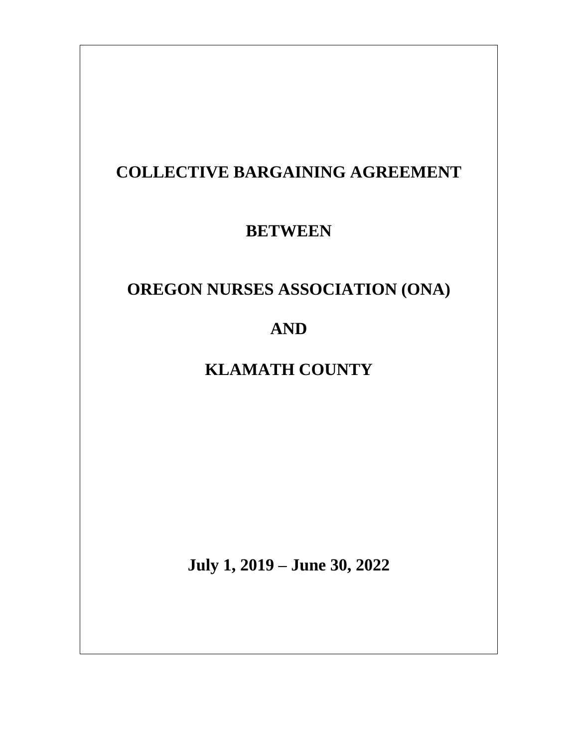# COLLECTIVE BARGAINING AGREEMENT

# BETWEEN

# OREGON NURSES ASSOCIATION (ONA)

# AND

# KLAMATH COUNTY

**July 1, 2019 – June 30, 2022**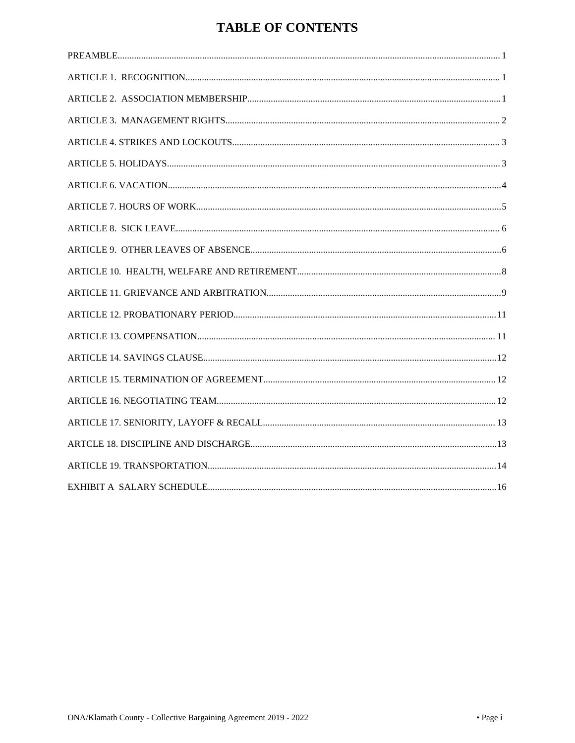# TABLE OF CONTENTS

PREAMBLE.................................................................................................................................................. 1

ARTICLE 1. RECOGNITION.................................................................................................................... 1

ARTICLE 2. ASSOCIATION MEMBERSHIP.......................................................................................... 1

ARTICLE 3. MANAGEMENT RIGHTS.................................................................................................... 2

ARTICLE 4. STRIKES AND LOCKOUTS................................................................................................ 3

ARTICLE 5. HOLIDAYS............................................................................................................................ 3

ARTICLE 6. VACATION............................................................................................................................ 4

ARTICLE 7. HOURS OF WORK................................................................................................................ 5

ARTICLE 8. SICK LEAVE......................................................................................................................... 6

ARTICLE 9. OTHER LEAVES OF ABSENCE.......................................................................................... 6

ARTICLE 10. HEALTH, WELFARE AND RETIREMENT...................................................................... 8

ARTICLE 11. GRIEVANCE AND ARBITRATION................................................................................... 9

ARTICLE 12. PROBATIONARY PERIOD............................................................................................... 11

ARTICLE 13. COMPENSATION.............................................................................................................. 11

ARTICLE 14. SAVINGS CLAUSE............................................................................................................ 12

ARTICLE 15. TERMINATION OF AGREEMENT.................................................................................. 12

ARTICLE 16. NEGOTIATING TEAM...................................................................................................... 12

ARTICLE 17. SENIORITY, LAYOFF & RECALL.................................................................................. 13

ARTCLE 18. DISCIPLINE AND DISCHARGE........................................................................................ 13

ARTICLE 19. TRANSPORTATION.......................................................................................................... 14

EXHIBIT A SALARY SCHEDULE.......................................................................................................... 16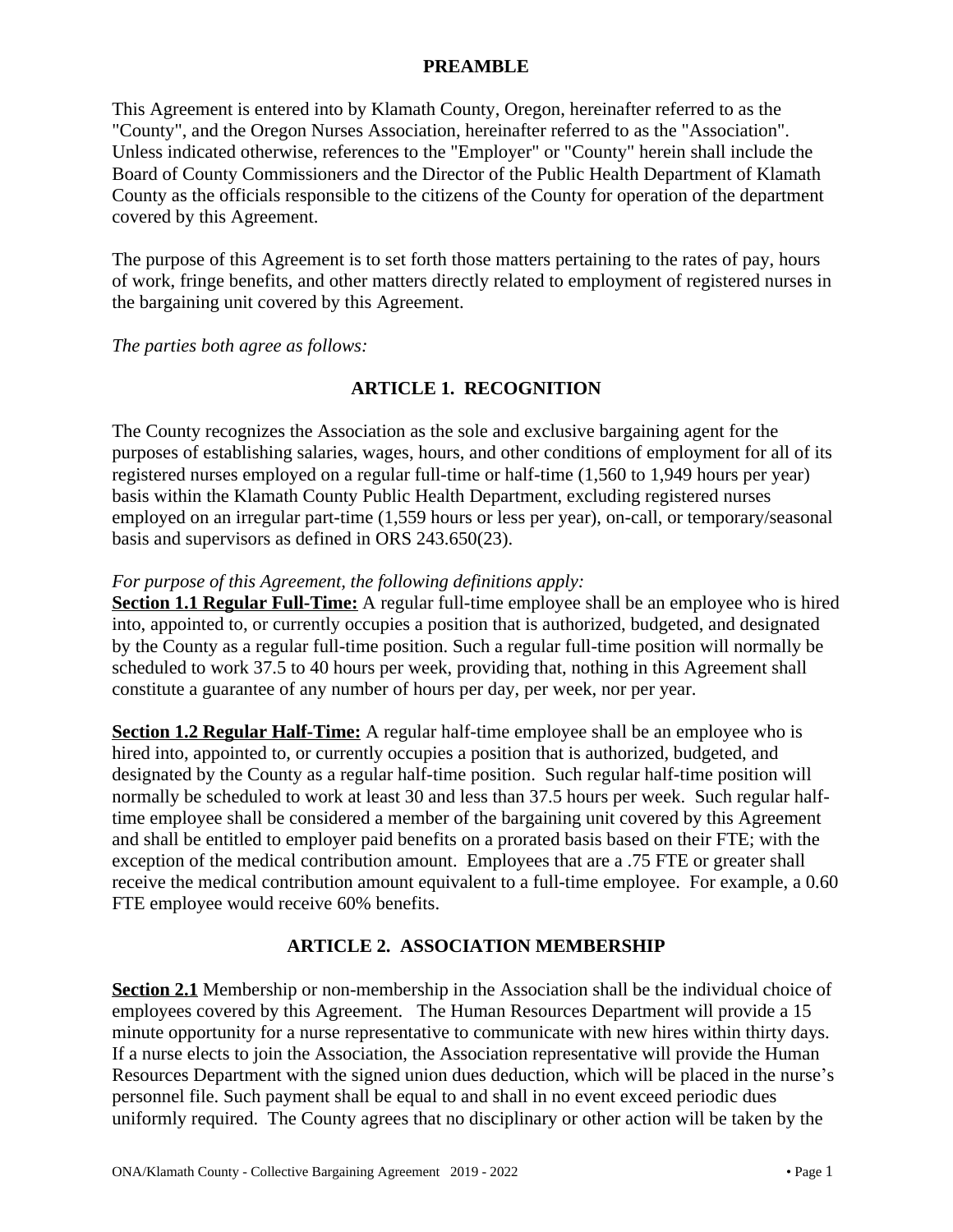## PREAMBLE

This Agreement is entered into by Klamath County, Oregon, hereinafter referred to as the "County", and the Oregon Nurses Association, hereinafter referred to as the "Association". Unless indicated otherwise, references to the "Employer" or "County" herein shall include the Board of County Commissioners and the Director of the Public Health Department of Klamath County as the officials responsible to the citizens of the County for operation of the department covered by this Agreement.

The purpose of this Agreement is to set forth those matters pertaining to the rates of pay, hours of work, fringe benefits, and other matters directly related to employment of registered nurses in the bargaining unit covered by this Agreement.

*The parties both agree as follows:*

## ARTICLE 1. RECOGNITION

The County recognizes the Association as the sole and exclusive bargaining agent for the purposes of establishing salaries, wages, hours, and other conditions of employment for all of its registered nurses employed on a regular full-time or half-time (1,560 to 1,949 hours per year) basis within the Klamath County Public Health Department, excluding registered nurses employed on an irregular part-time (1,559 hours or less per year), on-call, or temporary/seasonal basis and supervisors as defined in ORS 243.650(23).

*For purpose of this Agreement, the following definitions apply:*

**Section 1.1 Regular Full-Time:** A regular full-time employee shall be an employee who is hired into, appointed to, or currently occupies a position that is authorized, budgeted, and designated by the County as a regular full-time position. Such a regular full-time position will normally be scheduled to work 37.5 to 40 hours per week, providing that, nothing in this Agreement shall constitute a guarantee of any number of hours per day, per week, nor per year.

**Section 1.2 Regular Half-Time:** A regular half-time employee shall be an employee who is hired into, appointed to, or currently occupies a position that is authorized, budgeted, and designated by the County as a regular half-time position. Such regular half-time position will normally be scheduled to work at least 30 and less than 37.5 hours per week. Such regular half-time employee shall be considered a member of the bargaining unit covered by this Agreement and shall be entitled to employer paid benefits on a prorated basis based on their FTE; with the exception of the medical contribution amount. Employees that are a .75 FTE or greater shall receive the medical contribution amount equivalent to a full-time employee. For example, a 0.60 FTE employee would receive 60% benefits.

## ARTICLE 2. ASSOCIATION MEMBERSHIP

**Section 2.1** Membership or non-membership in the Association shall be the individual choice of employees covered by this Agreement. The Human Resources Department will provide a 15 minute opportunity for a nurse representative to communicate with new hires within thirty days. If a nurse elects to join the Association, the Association representative will provide the Human Resources Department with the signed union dues deduction, which will be placed in the nurse's personnel file. Such payment shall be equal to and shall in no event exceed periodic dues uniformly required. The County agrees that no disciplinary or other action will be taken by the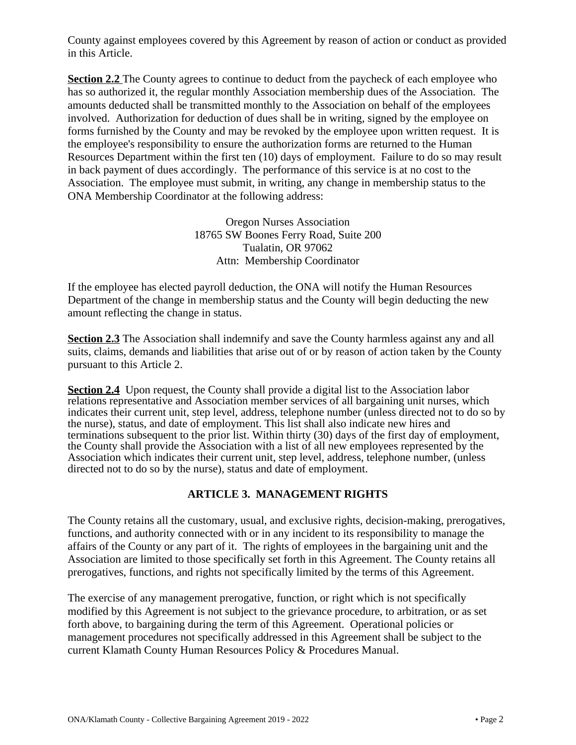County against employees covered by this Agreement by reason of action or conduct as provided in this Article.

**Section 2.2** The County agrees to continue to deduct from the paycheck of each employee who has so authorized it, the regular monthly Association membership dues of the Association. The amounts deducted shall be transmitted monthly to the Association on behalf of the employees involved. Authorization for deduction of dues shall be in writing, signed by the employee on forms furnished by the County and may be revoked by the employee upon written request. It is the employee's responsibility to ensure the authorization forms are returned to the Human Resources Department within the first ten (10) days of employment. Failure to do so may result in back payment of dues accordingly. The performance of this service is at no cost to the Association. The employee must submit, in writing, any change in membership status to the ONA Membership Coordinator at the following address:

Oregon Nurses Association
18765 SW Boones Ferry Road, Suite 200
Tualatin, OR 97062
Attn: Membership Coordinator

If the employee has elected payroll deduction, the ONA will notify the Human Resources Department of the change in membership status and the County will begin deducting the new amount reflecting the change in status.

**Section 2.3** The Association shall indemnify and save the County harmless against any and all suits, claims, demands and liabilities that arise out of or by reason of action taken by the County pursuant to this Article 2.

**Section 2.4** Upon request, the County shall provide a digital list to the Association labor relations representative and Association member services of all bargaining unit nurses, which indicates their current unit, step level, address, telephone number (unless directed not to do so by the nurse), status, and date of employment. This list shall also indicate new hires and terminations subsequent to the prior list. Within thirty (30) days of the first day of employment, the County shall provide the Association with a list of all new employees represented by the Association which indicates their current unit, step level, address, telephone number, (unless directed not to do so by the nurse), status and date of employment.

## ARTICLE 3. MANAGEMENT RIGHTS

The County retains all the customary, usual, and exclusive rights, decision-making, prerogatives, functions, and authority connected with or in any incident to its responsibility to manage the affairs of the County or any part of it. The rights of employees in the bargaining unit and the Association are limited to those specifically set forth in this Agreement. The County retains all prerogatives, functions, and rights not specifically limited by the terms of this Agreement.

The exercise of any management prerogative, function, or right which is not specifically modified by this Agreement is not subject to the grievance procedure, to arbitration, or as set forth above, to bargaining during the term of this Agreement. Operational policies or management procedures not specifically addressed in this Agreement shall be subject to the current Klamath County Human Resources Policy & Procedures Manual.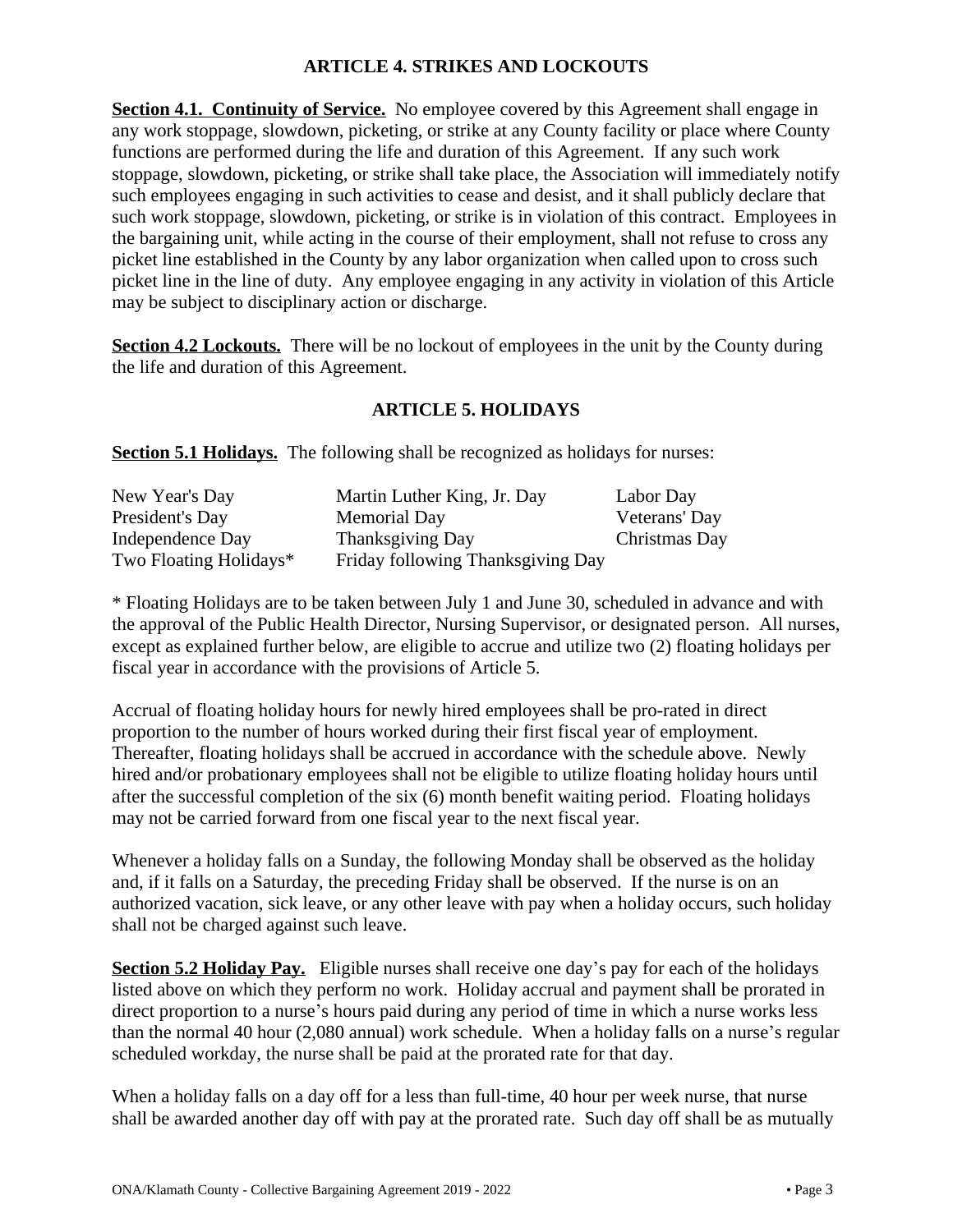## ARTICLE 4. STRIKES AND LOCKOUTS

**Section 4.1. Continuity of Service.** No employee covered by this Agreement shall engage in any work stoppage, slowdown, picketing, or strike at any County facility or place where County functions are performed during the life and duration of this Agreement. If any such work stoppage, slowdown, picketing, or strike shall take place, the Association will immediately notify such employees engaging in such activities to cease and desist, and it shall publicly declare that such work stoppage, slowdown, picketing, or strike is in violation of this contract. Employees in the bargaining unit, while acting in the course of their employment, shall not refuse to cross any picket line established in the County by any labor organization when called upon to cross such picket line in the line of duty. Any employee engaging in any activity in violation of this Article may be subject to disciplinary action or discharge.

**Section 4.2 Lockouts.** There will be no lockout of employees in the unit by the County during the life and duration of this Agreement.

## ARTICLE 5. HOLIDAYS

**Section 5.1 Holidays.** The following shall be recognized as holidays for nurses:

| | | |
|---|---|---|
| New Year's Day | Martin Luther King, Jr. Day | Labor Day |
| President's Day | Memorial Day | Veterans' Day |
| Independence Day | Thanksgiving Day | Christmas Day |
| Two Floating Holidays* | Friday following Thanksgiving Day | |

\* Floating Holidays are to be taken between July 1 and June 30, scheduled in advance and with the approval of the Public Health Director, Nursing Supervisor, or designated person. All nurses, except as explained further below, are eligible to accrue and utilize two (2) floating holidays per fiscal year in accordance with the provisions of Article 5.

Accrual of floating holiday hours for newly hired employees shall be pro-rated in direct proportion to the number of hours worked during their first fiscal year of employment. Thereafter, floating holidays shall be accrued in accordance with the schedule above. Newly hired and/or probationary employees shall not be eligible to utilize floating holiday hours until after the successful completion of the six (6) month benefit waiting period. Floating holidays may not be carried forward from one fiscal year to the next fiscal year.

Whenever a holiday falls on a Sunday, the following Monday shall be observed as the holiday and, if it falls on a Saturday, the preceding Friday shall be observed. If the nurse is on an authorized vacation, sick leave, or any other leave with pay when a holiday occurs, such holiday shall not be charged against such leave.

**Section 5.2 Holiday Pay.** Eligible nurses shall receive one day's pay for each of the holidays listed above on which they perform no work. Holiday accrual and payment shall be prorated in direct proportion to a nurse's hours paid during any period of time in which a nurse works less than the normal 40 hour (2,080 annual) work schedule. When a holiday falls on a nurse's regular scheduled workday, the nurse shall be paid at the prorated rate for that day.

When a holiday falls on a day off for a less than full-time, 40 hour per week nurse, that nurse shall be awarded another day off with pay at the prorated rate. Such day off shall be as mutually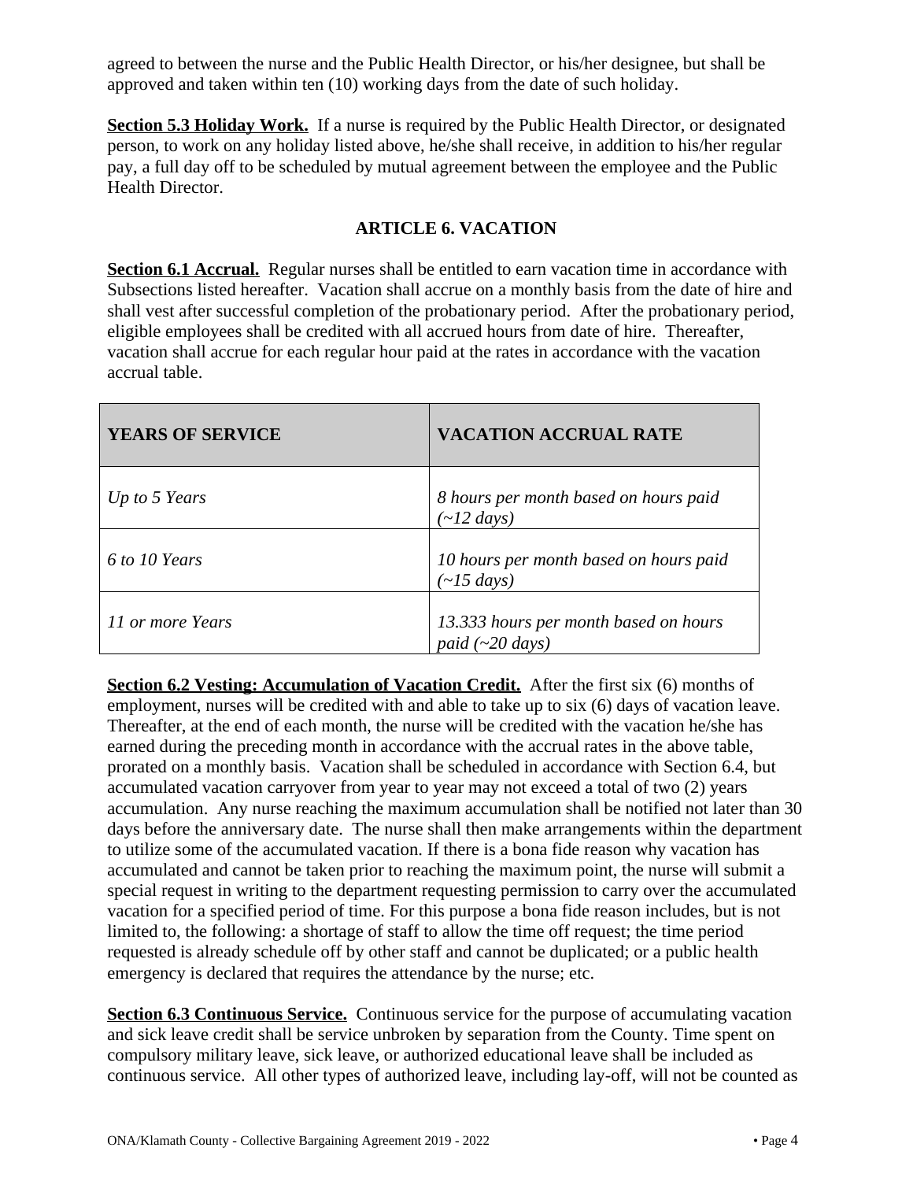agreed to between the nurse and the Public Health Director, or his/her designee, but shall be approved and taken within ten (10) working days from the date of such holiday.

**Section 5.3 Holiday Work.** If a nurse is required by the Public Health Director, or designated person, to work on any holiday listed above, he/she shall receive, in addition to his/her regular pay, a full day off to be scheduled by mutual agreement between the employee and the Public Health Director.

## ARTICLE 6. VACATION

**Section 6.1 Accrual.** Regular nurses shall be entitled to earn vacation time in accordance with Subsections listed hereafter. Vacation shall accrue on a monthly basis from the date of hire and shall vest after successful completion of the probationary period. After the probationary period, eligible employees shall be credited with all accrued hours from date of hire. Thereafter, vacation shall accrue for each regular hour paid at the rates in accordance with the vacation accrual table.

| YEARS OF SERVICE | VACATION ACCRUAL RATE |
|---|---|
| *Up to 5 Years* | *8 hours per month based on hours paid (~12 days)* |
| *6 to 10 Years* | *10 hours per month based on hours paid (~15 days)* |
| *11 or more Years* | *13.333 hours per month based on hours paid (~20 days)* |

**Section 6.2 Vesting: Accumulation of Vacation Credit.** After the first six (6) months of employment, nurses will be credited with and able to take up to six (6) days of vacation leave. Thereafter, at the end of each month, the nurse will be credited with the vacation he/she has earned during the preceding month in accordance with the accrual rates in the above table, prorated on a monthly basis. Vacation shall be scheduled in accordance with Section 6.4, but accumulated vacation carryover from year to year may not exceed a total of two (2) years accumulation. Any nurse reaching the maximum accumulation shall be notified not later than 30 days before the anniversary date. The nurse shall then make arrangements within the department to utilize some of the accumulated vacation. If there is a bona fide reason why vacation has accumulated and cannot be taken prior to reaching the maximum point, the nurse will submit a special request in writing to the department requesting permission to carry over the accumulated vacation for a specified period of time. For this purpose a bona fide reason includes, but is not limited to, the following: a shortage of staff to allow the time off request; the time period requested is already schedule off by other staff and cannot be duplicated; or a public health emergency is declared that requires the attendance by the nurse; etc.

**Section 6.3 Continuous Service.** Continuous service for the purpose of accumulating vacation and sick leave credit shall be service unbroken by separation from the County. Time spent on compulsory military leave, sick leave, or authorized educational leave shall be included as continuous service. All other types of authorized leave, including lay-off, will not be counted as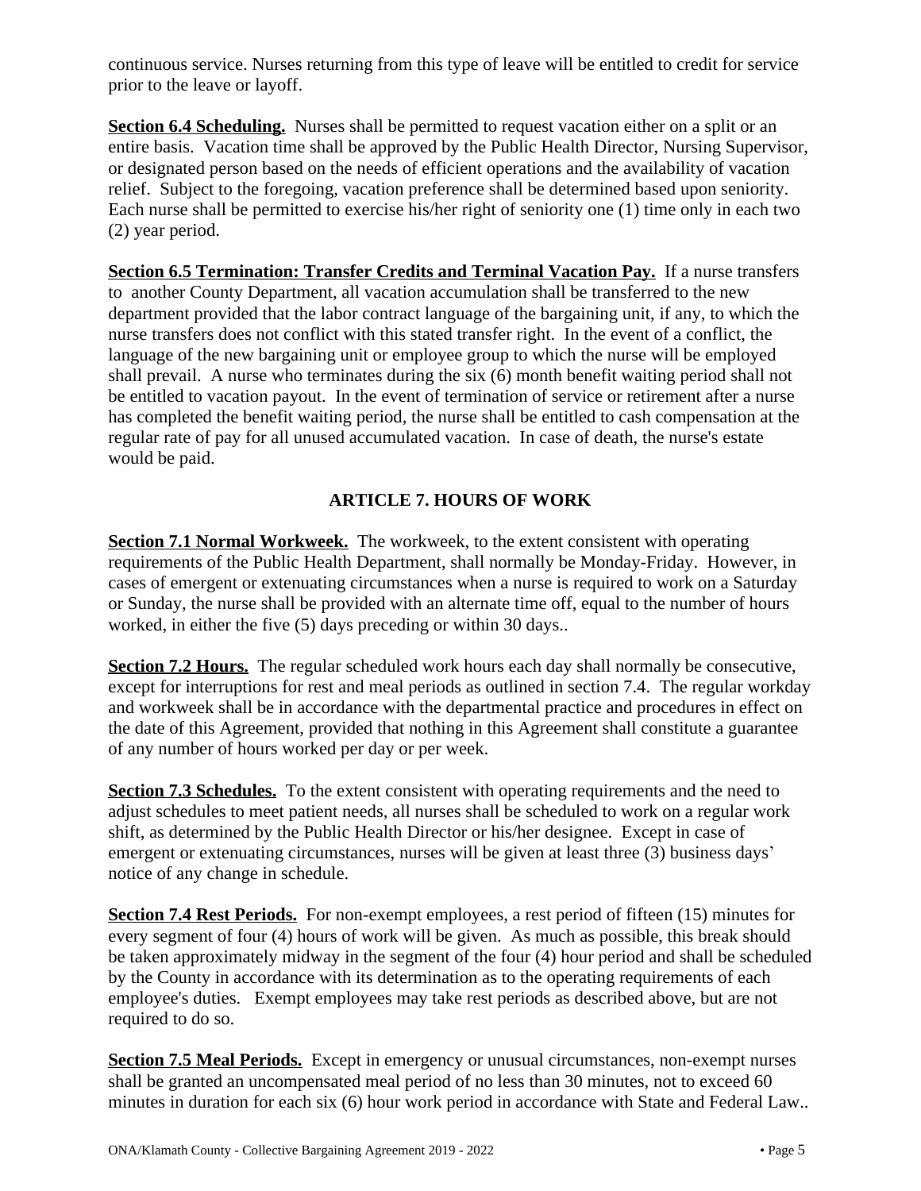continuous service. Nurses returning from this type of leave will be entitled to credit for service prior to the leave or layoff.

**Section 6.4 Scheduling.** Nurses shall be permitted to request vacation either on a split or an entire basis. Vacation time shall be approved by the Public Health Director, Nursing Supervisor, or designated person based on the needs of efficient operations and the availability of vacation relief. Subject to the foregoing, vacation preference shall be determined based upon seniority. Each nurse shall be permitted to exercise his/her right of seniority one (1) time only in each two (2) year period.

**Section 6.5 Termination: Transfer Credits and Terminal Vacation Pay.** If a nurse transfers to another County Department, all vacation accumulation shall be transferred to the new department provided that the labor contract language of the bargaining unit, if any, to which the nurse transfers does not conflict with this stated transfer right. In the event of a conflict, the language of the new bargaining unit or employee group to which the nurse will be employed shall prevail. A nurse who terminates during the six (6) month benefit waiting period shall not be entitled to vacation payout. In the event of termination of service or retirement after a nurse has completed the benefit waiting period, the nurse shall be entitled to cash compensation at the regular rate of pay for all unused accumulated vacation. In case of death, the nurse's estate would be paid.

## ARTICLE 7. HOURS OF WORK

**Section 7.1 Normal Workweek.** The workweek, to the extent consistent with operating requirements of the Public Health Department, shall normally be Monday-Friday. However, in cases of emergent or extenuating circumstances when a nurse is required to work on a Saturday or Sunday, the nurse shall be provided with an alternate time off, equal to the number of hours worked, in either the five (5) days preceding or within 30 days..

**Section 7.2 Hours.** The regular scheduled work hours each day shall normally be consecutive, except for interruptions for rest and meal periods as outlined in section 7.4. The regular workday and workweek shall be in accordance with the departmental practice and procedures in effect on the date of this Agreement, provided that nothing in this Agreement shall constitute a guarantee of any number of hours worked per day or per week.

**Section 7.3 Schedules.** To the extent consistent with operating requirements and the need to adjust schedules to meet patient needs, all nurses shall be scheduled to work on a regular work shift, as determined by the Public Health Director or his/her designee. Except in case of emergent or extenuating circumstances, nurses will be given at least three (3) business days' notice of any change in schedule.

**Section 7.4 Rest Periods.** For non-exempt employees, a rest period of fifteen (15) minutes for every segment of four (4) hours of work will be given. As much as possible, this break should be taken approximately midway in the segment of the four (4) hour period and shall be scheduled by the County in accordance with its determination as to the operating requirements of each employee's duties. Exempt employees may take rest periods as described above, but are not required to do so.

**Section 7.5 Meal Periods.** Except in emergency or unusual circumstances, non-exempt nurses shall be granted an uncompensated meal period of no less than 30 minutes, not to exceed 60 minutes in duration for each six (6) hour work period in accordance with State and Federal Law..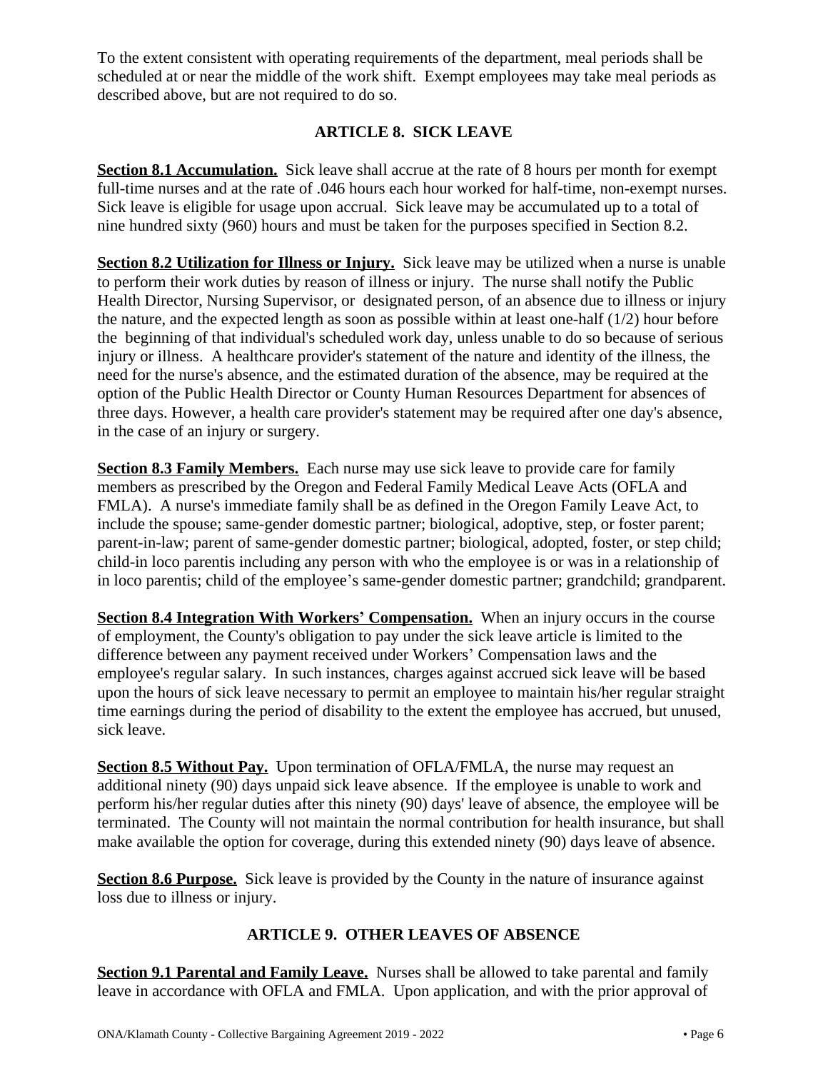To the extent consistent with operating requirements of the department, meal periods shall be scheduled at or near the middle of the work shift. Exempt employees may take meal periods as described above, but are not required to do so.

## ARTICLE 8. SICK LEAVE

**Section 8.1 Accumulation.** Sick leave shall accrue at the rate of 8 hours per month for exempt full-time nurses and at the rate of .046 hours each hour worked for half-time, non-exempt nurses. Sick leave is eligible for usage upon accrual. Sick leave may be accumulated up to a total of nine hundred sixty (960) hours and must be taken for the purposes specified in Section 8.2.

**Section 8.2 Utilization for Illness or Injury.** Sick leave may be utilized when a nurse is unable to perform their work duties by reason of illness or injury. The nurse shall notify the Public Health Director, Nursing Supervisor, or designated person, of an absence due to illness or injury the nature, and the expected length as soon as possible within at least one-half (1/2) hour before the beginning of that individual's scheduled work day, unless unable to do so because of serious injury or illness. A healthcare provider's statement of the nature and identity of the illness, the need for the nurse's absence, and the estimated duration of the absence, may be required at the option of the Public Health Director or County Human Resources Department for absences of three days. However, a health care provider's statement may be required after one day's absence, in the case of an injury or surgery.

**Section 8.3 Family Members.** Each nurse may use sick leave to provide care for family members as prescribed by the Oregon and Federal Family Medical Leave Acts (OFLA and FMLA). A nurse's immediate family shall be as defined in the Oregon Family Leave Act, to include the spouse; same-gender domestic partner; biological, adoptive, step, or foster parent; parent-in-law; parent of same-gender domestic partner; biological, adopted, foster, or step child; child-in loco parentis including any person with who the employee is or was in a relationship of in loco parentis; child of the employee's same-gender domestic partner; grandchild; grandparent.

**Section 8.4 Integration With Workers' Compensation.** When an injury occurs in the course of employment, the County's obligation to pay under the sick leave article is limited to the difference between any payment received under Workers' Compensation laws and the employee's regular salary. In such instances, charges against accrued sick leave will be based upon the hours of sick leave necessary to permit an employee to maintain his/her regular straight time earnings during the period of disability to the extent the employee has accrued, but unused, sick leave.

**Section 8.5 Without Pay.** Upon termination of OFLA/FMLA, the nurse may request an additional ninety (90) days unpaid sick leave absence. If the employee is unable to work and perform his/her regular duties after this ninety (90) days' leave of absence, the employee will be terminated. The County will not maintain the normal contribution for health insurance, but shall make available the option for coverage, during this extended ninety (90) days leave of absence.

**Section 8.6 Purpose.** Sick leave is provided by the County in the nature of insurance against loss due to illness or injury.

## ARTICLE 9. OTHER LEAVES OF ABSENCE

**Section 9.1 Parental and Family Leave.** Nurses shall be allowed to take parental and family leave in accordance with OFLA and FMLA. Upon application, and with the prior approval of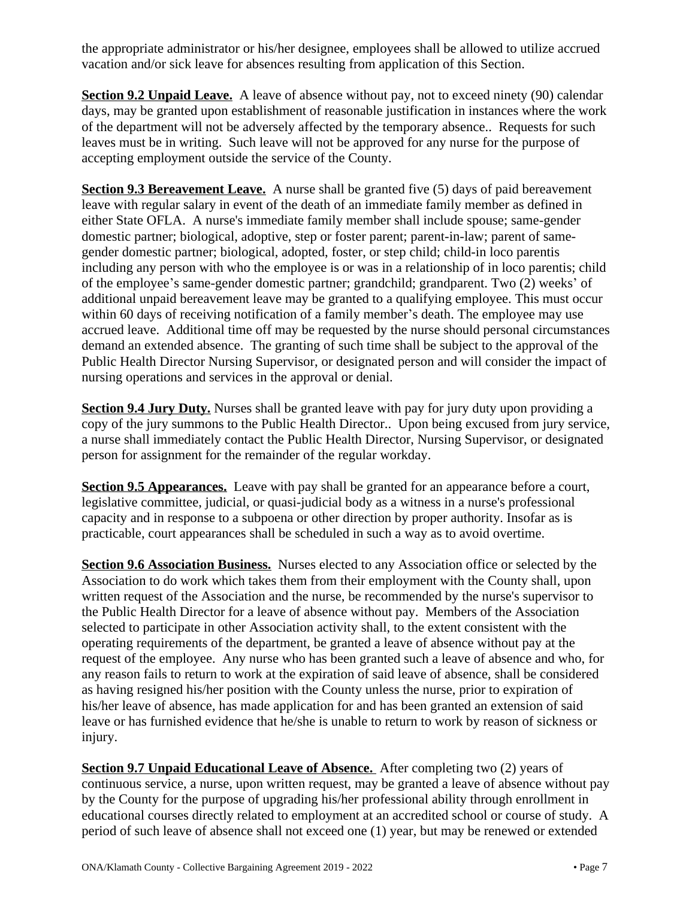the appropriate administrator or his/her designee, employees shall be allowed to utilize accrued vacation and/or sick leave for absences resulting from application of this Section.

**Section 9.2 Unpaid Leave.** A leave of absence without pay, not to exceed ninety (90) calendar days, may be granted upon establishment of reasonable justification in instances where the work of the department will not be adversely affected by the temporary absence.. Requests for such leaves must be in writing. Such leave will not be approved for any nurse for the purpose of accepting employment outside the service of the County.

**Section 9.3 Bereavement Leave.** A nurse shall be granted five (5) days of paid bereavement leave with regular salary in event of the death of an immediate family member as defined in either State OFLA. A nurse's immediate family member shall include spouse; same-gender domestic partner; biological, adoptive, step or foster parent; parent-in-law; parent of same-gender domestic partner; biological, adopted, foster, or step child; child-in loco parentis including any person with who the employee is or was in a relationship of in loco parentis; child of the employee's same-gender domestic partner; grandchild; grandparent. Two (2) weeks' of additional unpaid bereavement leave may be granted to a qualifying employee. This must occur within 60 days of receiving notification of a family member's death. The employee may use accrued leave. Additional time off may be requested by the nurse should personal circumstances demand an extended absence. The granting of such time shall be subject to the approval of the Public Health Director Nursing Supervisor, or designated person and will consider the impact of nursing operations and services in the approval or denial.

**Section 9.4 Jury Duty.** Nurses shall be granted leave with pay for jury duty upon providing a copy of the jury summons to the Public Health Director.. Upon being excused from jury service, a nurse shall immediately contact the Public Health Director, Nursing Supervisor, or designated person for assignment for the remainder of the regular workday.

**Section 9.5 Appearances.** Leave with pay shall be granted for an appearance before a court, legislative committee, judicial, or quasi-judicial body as a witness in a nurse's professional capacity and in response to a subpoena or other direction by proper authority. Insofar as is practicable, court appearances shall be scheduled in such a way as to avoid overtime.

**Section 9.6 Association Business.** Nurses elected to any Association office or selected by the Association to do work which takes them from their employment with the County shall, upon written request of the Association and the nurse, be recommended by the nurse's supervisor to the Public Health Director for a leave of absence without pay. Members of the Association selected to participate in other Association activity shall, to the extent consistent with the operating requirements of the department, be granted a leave of absence without pay at the request of the employee. Any nurse who has been granted such a leave of absence and who, for any reason fails to return to work at the expiration of said leave of absence, shall be considered as having resigned his/her position with the County unless the nurse, prior to expiration of his/her leave of absence, has made application for and has been granted an extension of said leave or has furnished evidence that he/she is unable to return to work by reason of sickness or injury.

**Section 9.7 Unpaid Educational Leave of Absence.** After completing two (2) years of continuous service, a nurse, upon written request, may be granted a leave of absence without pay by the County for the purpose of upgrading his/her professional ability through enrollment in educational courses directly related to employment at an accredited school or course of study. A period of such leave of absence shall not exceed one (1) year, but may be renewed or extended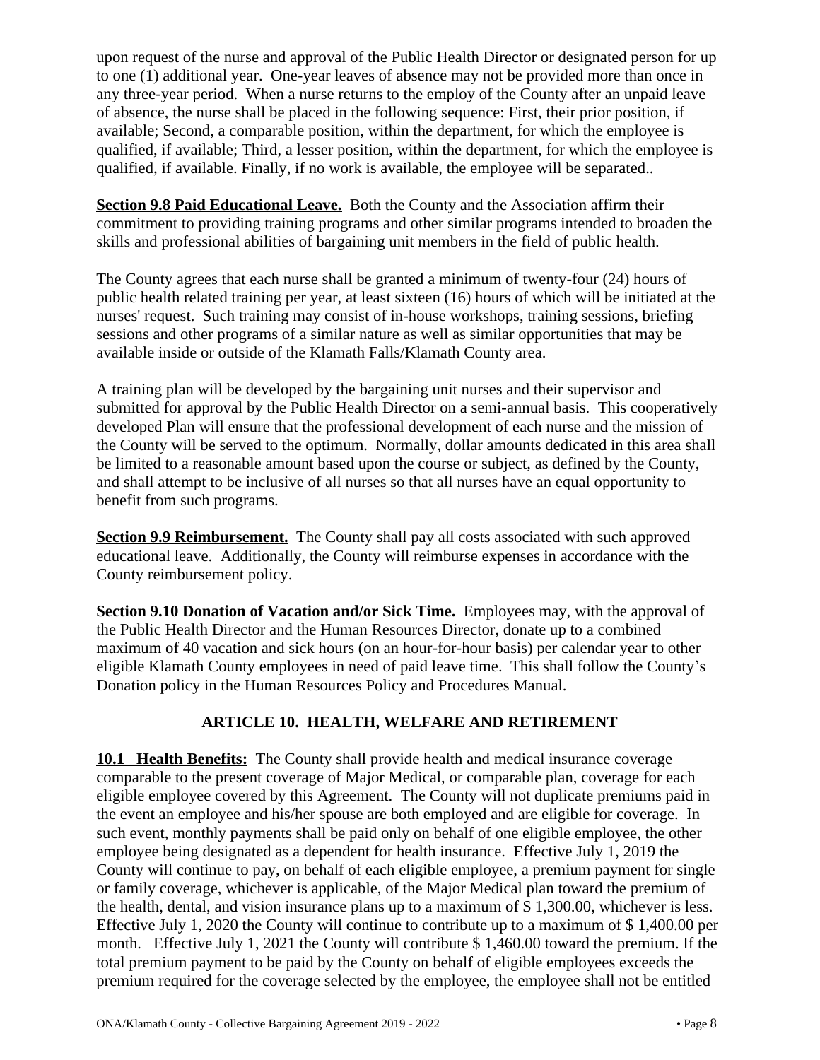upon request of the nurse and approval of the Public Health Director or designated person for up to one (1) additional year. One-year leaves of absence may not be provided more than once in any three-year period. When a nurse returns to the employ of the County after an unpaid leave of absence, the nurse shall be placed in the following sequence: First, their prior position, if available; Second, a comparable position, within the department, for which the employee is qualified, if available; Third, a lesser position, within the department, for which the employee is qualified, if available. Finally, if no work is available, the employee will be separated..

**Section 9.8 Paid Educational Leave.** Both the County and the Association affirm their commitment to providing training programs and other similar programs intended to broaden the skills and professional abilities of bargaining unit members in the field of public health.

The County agrees that each nurse shall be granted a minimum of twenty-four (24) hours of public health related training per year, at least sixteen (16) hours of which will be initiated at the nurses' request. Such training may consist of in-house workshops, training sessions, briefing sessions and other programs of a similar nature as well as similar opportunities that may be available inside or outside of the Klamath Falls/Klamath County area.

A training plan will be developed by the bargaining unit nurses and their supervisor and submitted for approval by the Public Health Director on a semi-annual basis. This cooperatively developed Plan will ensure that the professional development of each nurse and the mission of the County will be served to the optimum. Normally, dollar amounts dedicated in this area shall be limited to a reasonable amount based upon the course or subject, as defined by the County, and shall attempt to be inclusive of all nurses so that all nurses have an equal opportunity to benefit from such programs.

**Section 9.9 Reimbursement.** The County shall pay all costs associated with such approved educational leave. Additionally, the County will reimburse expenses in accordance with the County reimbursement policy.

**Section 9.10 Donation of Vacation and/or Sick Time.** Employees may, with the approval of the Public Health Director and the Human Resources Director, donate up to a combined maximum of 40 vacation and sick hours (on an hour-for-hour basis) per calendar year to other eligible Klamath County employees in need of paid leave time. This shall follow the County's Donation policy in the Human Resources Policy and Procedures Manual.

## ARTICLE 10. HEALTH, WELFARE AND RETIREMENT

**10.1 Health Benefits:** The County shall provide health and medical insurance coverage comparable to the present coverage of Major Medical, or comparable plan, coverage for each eligible employee covered by this Agreement. The County will not duplicate premiums paid in the event an employee and his/her spouse are both employed and are eligible for coverage. In such event, monthly payments shall be paid only on behalf of one eligible employee, the other employee being designated as a dependent for health insurance. Effective July 1, 2019 the County will continue to pay, on behalf of each eligible employee, a premium payment for single or family coverage, whichever is applicable, of the Major Medical plan toward the premium of the health, dental, and vision insurance plans up to a maximum of $ 1,300.00, whichever is less. Effective July 1, 2020 the County will continue to contribute up to a maximum of $ 1,400.00 per month. Effective July 1, 2021 the County will contribute $ 1,460.00 toward the premium. If the total premium payment to be paid by the County on behalf of eligible employees exceeds the premium required for the coverage selected by the employee, the employee shall not be entitled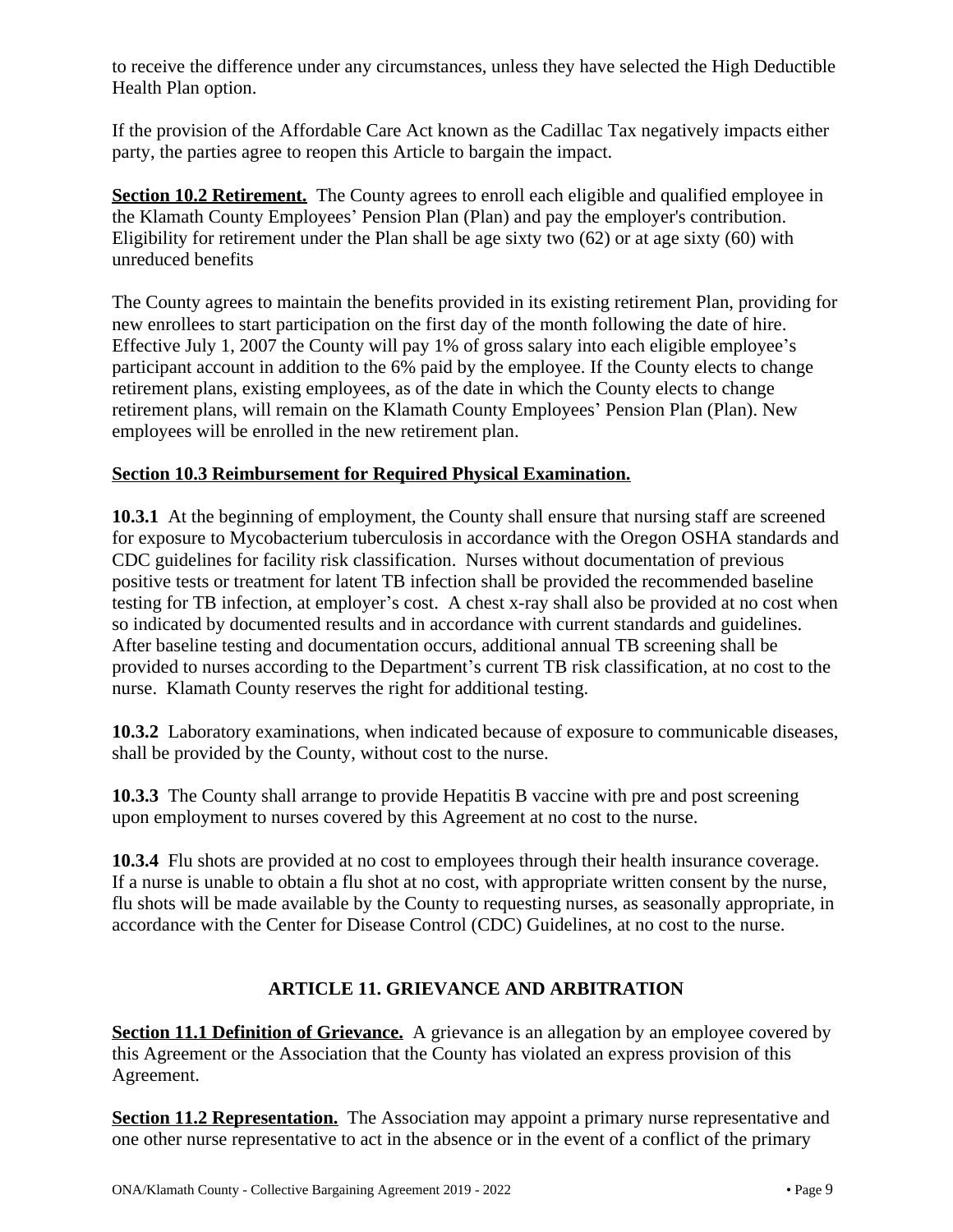to receive the difference under any circumstances, unless they have selected the High Deductible Health Plan option.

If the provision of the Affordable Care Act known as the Cadillac Tax negatively impacts either party, the parties agree to reopen this Article to bargain the impact.

**Section 10.2 Retirement.** The County agrees to enroll each eligible and qualified employee in the Klamath County Employees' Pension Plan (Plan) and pay the employer's contribution. Eligibility for retirement under the Plan shall be age sixty two (62) or at age sixty (60) with unreduced benefits

The County agrees to maintain the benefits provided in its existing retirement Plan, providing for new enrollees to start participation on the first day of the month following the date of hire. Effective July 1, 2007 the County will pay 1% of gross salary into each eligible employee's participant account in addition to the 6% paid by the employee. If the County elects to change retirement plans, existing employees, as of the date in which the County elects to change retirement plans, will remain on the Klamath County Employees' Pension Plan (Plan). New employees will be enrolled in the new retirement plan.

**Section 10.3 Reimbursement for Required Physical Examination.**

**10.3.1** At the beginning of employment, the County shall ensure that nursing staff are screened for exposure to Mycobacterium tuberculosis in accordance with the Oregon OSHA standards and CDC guidelines for facility risk classification. Nurses without documentation of previous positive tests or treatment for latent TB infection shall be provided the recommended baseline testing for TB infection, at employer's cost. A chest x-ray shall also be provided at no cost when so indicated by documented results and in accordance with current standards and guidelines. After baseline testing and documentation occurs, additional annual TB screening shall be provided to nurses according to the Department's current TB risk classification, at no cost to the nurse. Klamath County reserves the right for additional testing.

**10.3.2** Laboratory examinations, when indicated because of exposure to communicable diseases, shall be provided by the County, without cost to the nurse.

**10.3.3** The County shall arrange to provide Hepatitis B vaccine with pre and post screening upon employment to nurses covered by this Agreement at no cost to the nurse.

**10.3.4** Flu shots are provided at no cost to employees through their health insurance coverage. If a nurse is unable to obtain a flu shot at no cost, with appropriate written consent by the nurse, flu shots will be made available by the County to requesting nurses, as seasonally appropriate, in accordance with the Center for Disease Control (CDC) Guidelines, at no cost to the nurse.

## ARTICLE 11. GRIEVANCE AND ARBITRATION

**Section 11.1 Definition of Grievance.** A grievance is an allegation by an employee covered by this Agreement or the Association that the County has violated an express provision of this Agreement.

**Section 11.2 Representation.** The Association may appoint a primary nurse representative and one other nurse representative to act in the absence or in the event of a conflict of the primary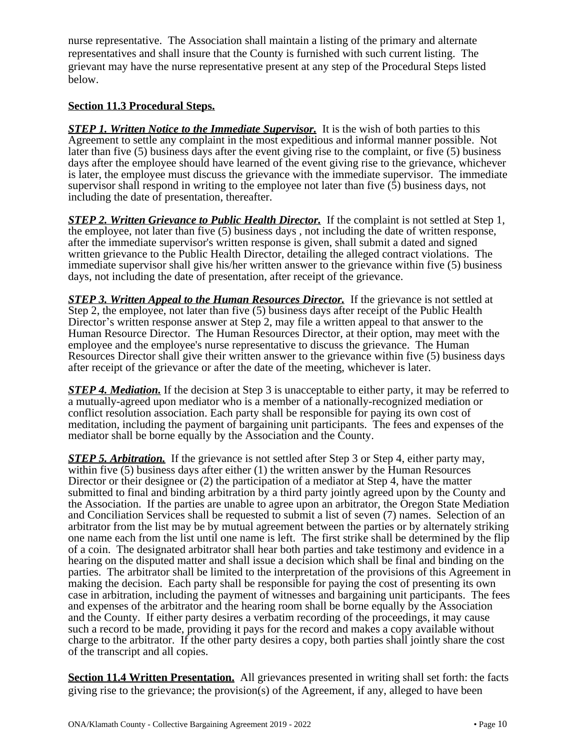nurse representative. The Association shall maintain a listing of the primary and alternate representatives and shall insure that the County is furnished with such current listing. The grievant may have the nurse representative present at any step of the Procedural Steps listed below.

**Section 11.3 Procedural Steps.**

***STEP 1. Written Notice to the Immediate Supervisor.*** It is the wish of both parties to this Agreement to settle any complaint in the most expeditious and informal manner possible. Not later than five (5) business days after the event giving rise to the complaint, or five (5) business days after the employee should have learned of the event giving rise to the grievance, whichever is later, the employee must discuss the grievance with the immediate supervisor. The immediate supervisor shall respond in writing to the employee not later than five (5) business days, not including the date of presentation, thereafter.

***STEP 2. Written Grievance to Public Health Director.*** If the complaint is not settled at Step 1, the employee, not later than five (5) business days , not including the date of written response, after the immediate supervisor's written response is given, shall submit a dated and signed written grievance to the Public Health Director, detailing the alleged contract violations. The immediate supervisor shall give his/her written answer to the grievance within five (5) business days, not including the date of presentation, after receipt of the grievance.

***STEP 3. Written Appeal to the Human Resources Director.*** If the grievance is not settled at Step 2, the employee, not later than five (5) business days after receipt of the Public Health Director's written response answer at Step 2, may file a written appeal to that answer to the Human Resource Director. The Human Resources Director, at their option, may meet with the employee and the employee's nurse representative to discuss the grievance. The Human Resources Director shall give their written answer to the grievance within five (5) business days after receipt of the grievance or after the date of the meeting, whichever is later.

***STEP 4. Mediation.*** If the decision at Step 3 is unacceptable to either party, it may be referred to a mutually-agreed upon mediator who is a member of a nationally-recognized mediation or conflict resolution association. Each party shall be responsible for paying its own cost of meditation, including the payment of bargaining unit participants. The fees and expenses of the mediator shall be borne equally by the Association and the County.

***STEP 5. Arbitration.*** If the grievance is not settled after Step 3 or Step 4, either party may, within five (5) business days after either (1) the written answer by the Human Resources Director or their designee or (2) the participation of a mediator at Step 4, have the matter submitted to final and binding arbitration by a third party jointly agreed upon by the County and the Association. If the parties are unable to agree upon an arbitrator, the Oregon State Mediation and Conciliation Services shall be requested to submit a list of seven (7) names. Selection of an arbitrator from the list may be by mutual agreement between the parties or by alternately striking one name each from the list until one name is left. The first strike shall be determined by the flip of a coin. The designated arbitrator shall hear both parties and take testimony and evidence in a hearing on the disputed matter and shall issue a decision which shall be final and binding on the parties. The arbitrator shall be limited to the interpretation of the provisions of this Agreement in making the decision. Each party shall be responsible for paying the cost of presenting its own case in arbitration, including the payment of witnesses and bargaining unit participants. The fees and expenses of the arbitrator and the hearing room shall be borne equally by the Association and the County. If either party desires a verbatim recording of the proceedings, it may cause such a record to be made, providing it pays for the record and makes a copy available without charge to the arbitrator. If the other party desires a copy, both parties shall jointly share the cost of the transcript and all copies.

**Section 11.4 Written Presentation.** All grievances presented in writing shall set forth: the facts giving rise to the grievance; the provision(s) of the Agreement, if any, alleged to have been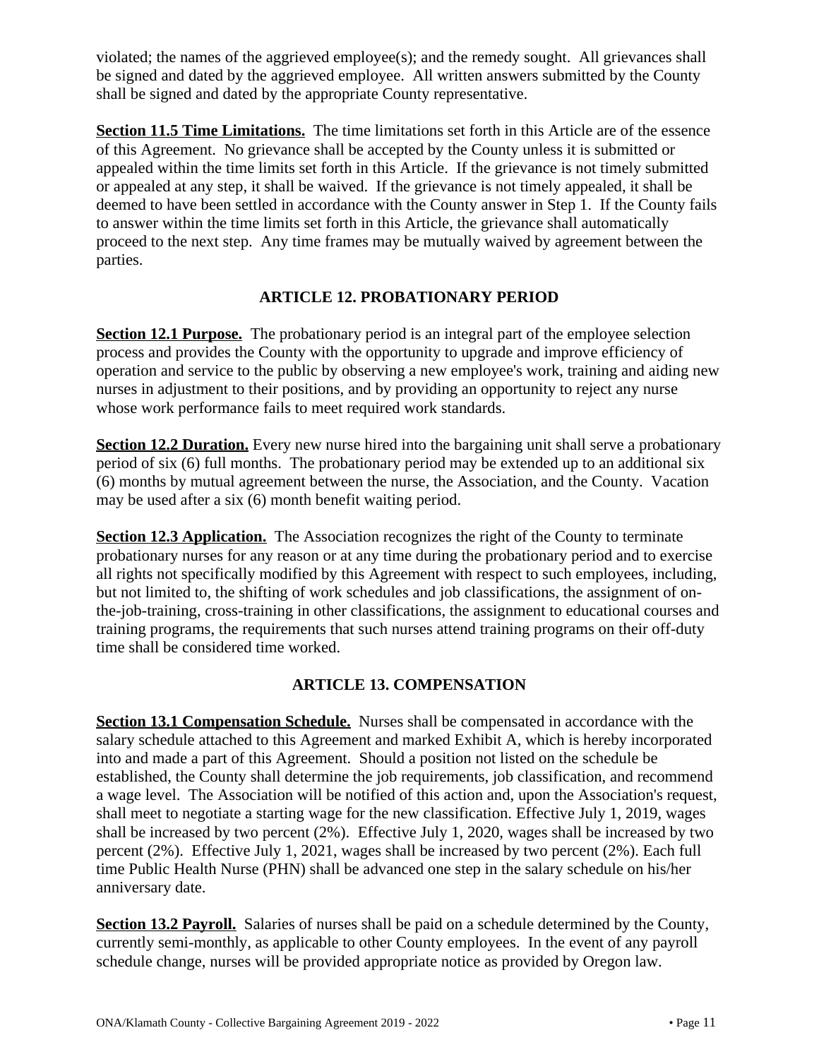violated; the names of the aggrieved employee(s); and the remedy sought. All grievances shall be signed and dated by the aggrieved employee. All written answers submitted by the County shall be signed and dated by the appropriate County representative.

**Section 11.5 Time Limitations.** The time limitations set forth in this Article are of the essence of this Agreement. No grievance shall be accepted by the County unless it is submitted or appealed within the time limits set forth in this Article. If the grievance is not timely submitted or appealed at any step, it shall be waived. If the grievance is not timely appealed, it shall be deemed to have been settled in accordance with the County answer in Step 1. If the County fails to answer within the time limits set forth in this Article, the grievance shall automatically proceed to the next step. Any time frames may be mutually waived by agreement between the parties.

## ARTICLE 12. PROBATIONARY PERIOD

**Section 12.1 Purpose.** The probationary period is an integral part of the employee selection process and provides the County with the opportunity to upgrade and improve efficiency of operation and service to the public by observing a new employee's work, training and aiding new nurses in adjustment to their positions, and by providing an opportunity to reject any nurse whose work performance fails to meet required work standards.

**Section 12.2 Duration.** Every new nurse hired into the bargaining unit shall serve a probationary period of six (6) full months. The probationary period may be extended up to an additional six (6) months by mutual agreement between the nurse, the Association, and the County. Vacation may be used after a six (6) month benefit waiting period.

**Section 12.3 Application.** The Association recognizes the right of the County to terminate probationary nurses for any reason or at any time during the probationary period and to exercise all rights not specifically modified by this Agreement with respect to such employees, including, but not limited to, the shifting of work schedules and job classifications, the assignment of on-the-job-training, cross-training in other classifications, the assignment to educational courses and training programs, the requirements that such nurses attend training programs on their off-duty time shall be considered time worked.

## ARTICLE 13. COMPENSATION

**Section 13.1 Compensation Schedule.** Nurses shall be compensated in accordance with the salary schedule attached to this Agreement and marked Exhibit A, which is hereby incorporated into and made a part of this Agreement. Should a position not listed on the schedule be established, the County shall determine the job requirements, job classification, and recommend a wage level. The Association will be notified of this action and, upon the Association's request, shall meet to negotiate a starting wage for the new classification. Effective July 1, 2019, wages shall be increased by two percent (2%). Effective July 1, 2020, wages shall be increased by two percent (2%). Effective July 1, 2021, wages shall be increased by two percent (2%). Each full time Public Health Nurse (PHN) shall be advanced one step in the salary schedule on his/her anniversary date.

**Section 13.2 Payroll.** Salaries of nurses shall be paid on a schedule determined by the County, currently semi-monthly, as applicable to other County employees. In the event of any payroll schedule change, nurses will be provided appropriate notice as provided by Oregon law.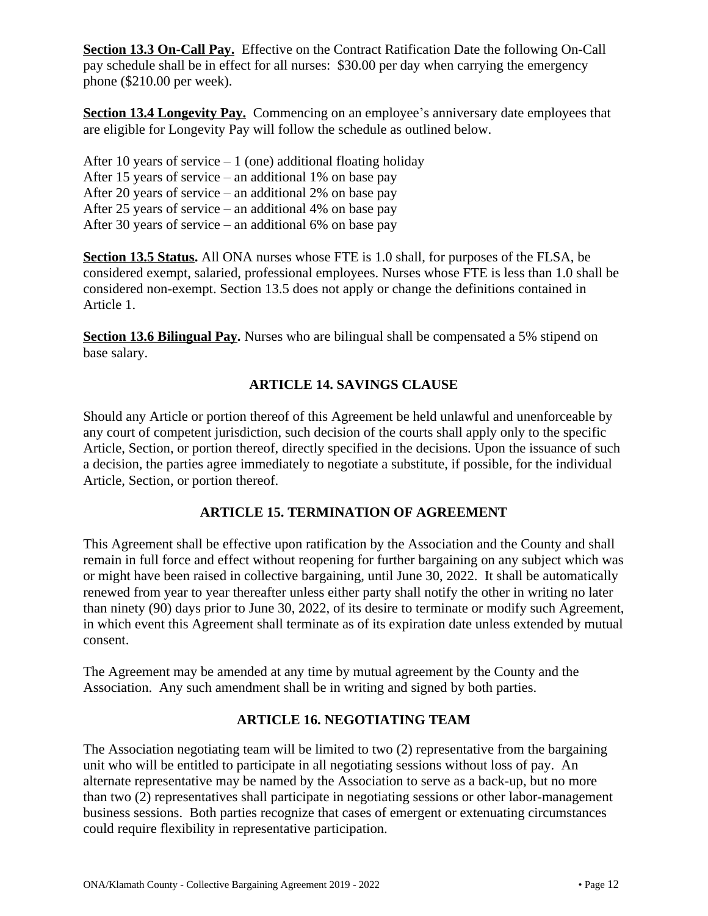**Section 13.3 On-Call Pay.** Effective on the Contract Ratification Date the following On-Call pay schedule shall be in effect for all nurses: $30.00 per day when carrying the emergency phone ($210.00 per week).

**Section 13.4 Longevity Pay.** Commencing on an employee's anniversary date employees that are eligible for Longevity Pay will follow the schedule as outlined below.

After 10 years of service – 1 (one) additional floating holiday
After 15 years of service – an additional 1% on base pay
After 20 years of service – an additional 2% on base pay
After 25 years of service – an additional 4% on base pay
After 30 years of service – an additional 6% on base pay

**Section 13.5 Status.** All ONA nurses whose FTE is 1.0 shall, for purposes of the FLSA, be considered exempt, salaried, professional employees. Nurses whose FTE is less than 1.0 shall be considered non-exempt. Section 13.5 does not apply or change the definitions contained in Article 1.

**Section 13.6 Bilingual Pay.** Nurses who are bilingual shall be compensated a 5% stipend on base salary.

## ARTICLE 14. SAVINGS CLAUSE

Should any Article or portion thereof of this Agreement be held unlawful and unenforceable by any court of competent jurisdiction, such decision of the courts shall apply only to the specific Article, Section, or portion thereof, directly specified in the decisions. Upon the issuance of such a decision, the parties agree immediately to negotiate a substitute, if possible, for the individual Article, Section, or portion thereof.

## ARTICLE 15. TERMINATION OF AGREEMENT

This Agreement shall be effective upon ratification by the Association and the County and shall remain in full force and effect without reopening for further bargaining on any subject which was or might have been raised in collective bargaining, until June 30, 2022. It shall be automatically renewed from year to year thereafter unless either party shall notify the other in writing no later than ninety (90) days prior to June 30, 2022, of its desire to terminate or modify such Agreement, in which event this Agreement shall terminate as of its expiration date unless extended by mutual consent.

The Agreement may be amended at any time by mutual agreement by the County and the Association. Any such amendment shall be in writing and signed by both parties.

## ARTICLE 16. NEGOTIATING TEAM

The Association negotiating team will be limited to two (2) representative from the bargaining unit who will be entitled to participate in all negotiating sessions without loss of pay. An alternate representative may be named by the Association to serve as a back-up, but no more than two (2) representatives shall participate in negotiating sessions or other labor-management business sessions. Both parties recognize that cases of emergent or extenuating circumstances could require flexibility in representative participation.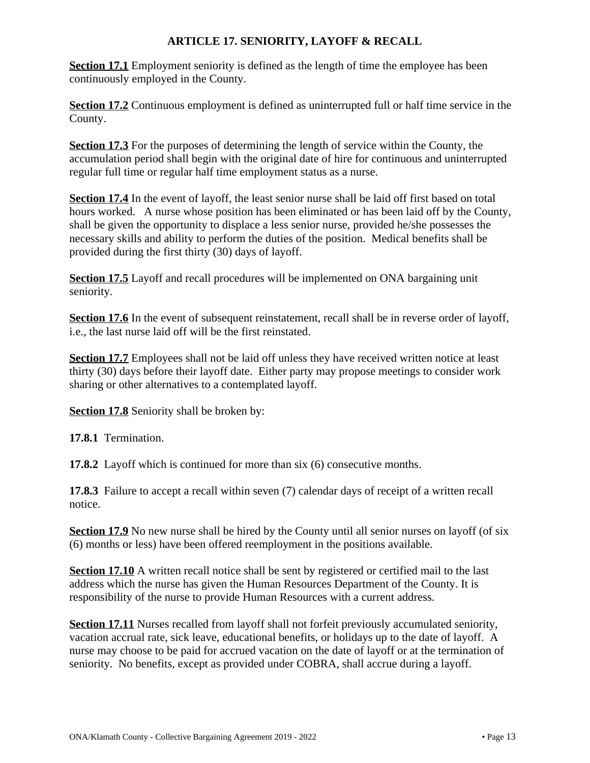## ARTICLE 17. SENIORITY, LAYOFF & RECALL

**Section 17.1** Employment seniority is defined as the length of time the employee has been continuously employed in the County.

**Section 17.2** Continuous employment is defined as uninterrupted full or half time service in the County.

**Section 17.3** For the purposes of determining the length of service within the County, the accumulation period shall begin with the original date of hire for continuous and uninterrupted regular full time or regular half time employment status as a nurse.

**Section 17.4** In the event of layoff, the least senior nurse shall be laid off first based on total hours worked. A nurse whose position has been eliminated or has been laid off by the County, shall be given the opportunity to displace a less senior nurse, provided he/she possesses the necessary skills and ability to perform the duties of the position. Medical benefits shall be provided during the first thirty (30) days of layoff.

**Section 17.5** Layoff and recall procedures will be implemented on ONA bargaining unit seniority.

**Section 17.6** In the event of subsequent reinstatement, recall shall be in reverse order of layoff, i.e., the last nurse laid off will be the first reinstated.

**Section 17.7** Employees shall not be laid off unless they have received written notice at least thirty (30) days before their layoff date. Either party may propose meetings to consider work sharing or other alternatives to a contemplated layoff.

**Section 17.8** Seniority shall be broken by:

**17.8.1** Termination.

**17.8.2** Layoff which is continued for more than six (6) consecutive months.

**17.8.3** Failure to accept a recall within seven (7) calendar days of receipt of a written recall notice.

**Section 17.9** No new nurse shall be hired by the County until all senior nurses on layoff (of six (6) months or less) have been offered reemployment in the positions available.

**Section 17.10** A written recall notice shall be sent by registered or certified mail to the last address which the nurse has given the Human Resources Department of the County. It is responsibility of the nurse to provide Human Resources with a current address.

**Section 17.11** Nurses recalled from layoff shall not forfeit previously accumulated seniority, vacation accrual rate, sick leave, educational benefits, or holidays up to the date of layoff. A nurse may choose to be paid for accrued vacation on the date of layoff or at the termination of seniority. No benefits, except as provided under COBRA, shall accrue during a layoff.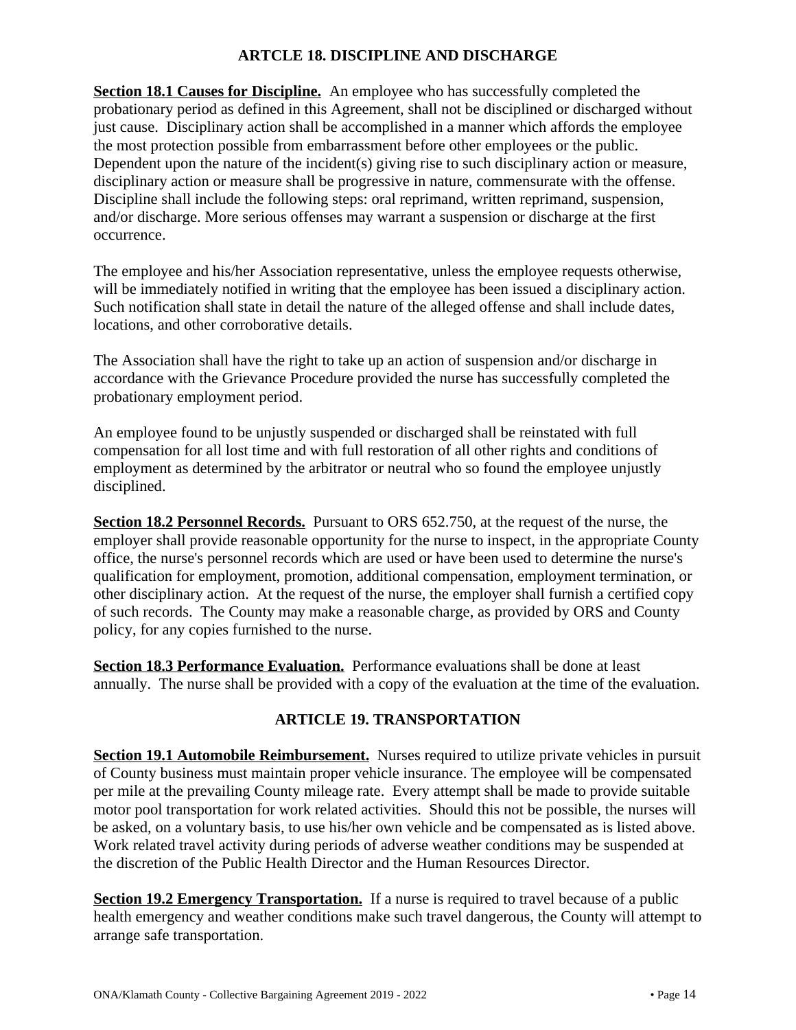## ARTCLE 18. DISCIPLINE AND DISCHARGE

**Section 18.1 Causes for Discipline.** An employee who has successfully completed the probationary period as defined in this Agreement, shall not be disciplined or discharged without just cause. Disciplinary action shall be accomplished in a manner which affords the employee the most protection possible from embarrassment before other employees or the public. Dependent upon the nature of the incident(s) giving rise to such disciplinary action or measure, disciplinary action or measure shall be progressive in nature, commensurate with the offense. Discipline shall include the following steps: oral reprimand, written reprimand, suspension, and/or discharge. More serious offenses may warrant a suspension or discharge at the first occurrence.

The employee and his/her Association representative, unless the employee requests otherwise, will be immediately notified in writing that the employee has been issued a disciplinary action. Such notification shall state in detail the nature of the alleged offense and shall include dates, locations, and other corroborative details.

The Association shall have the right to take up an action of suspension and/or discharge in accordance with the Grievance Procedure provided the nurse has successfully completed the probationary employment period.

An employee found to be unjustly suspended or discharged shall be reinstated with full compensation for all lost time and with full restoration of all other rights and conditions of employment as determined by the arbitrator or neutral who so found the employee unjustly disciplined.

**Section 18.2 Personnel Records.** Pursuant to ORS 652.750, at the request of the nurse, the employer shall provide reasonable opportunity for the nurse to inspect, in the appropriate County office, the nurse's personnel records which are used or have been used to determine the nurse's qualification for employment, promotion, additional compensation, employment termination, or other disciplinary action. At the request of the nurse, the employer shall furnish a certified copy of such records. The County may make a reasonable charge, as provided by ORS and County policy, for any copies furnished to the nurse.

**Section 18.3 Performance Evaluation.** Performance evaluations shall be done at least annually. The nurse shall be provided with a copy of the evaluation at the time of the evaluation.

## ARTICLE 19. TRANSPORTATION

**Section 19.1 Automobile Reimbursement.** Nurses required to utilize private vehicles in pursuit of County business must maintain proper vehicle insurance. The employee will be compensated per mile at the prevailing County mileage rate. Every attempt shall be made to provide suitable motor pool transportation for work related activities. Should this not be possible, the nurses will be asked, on a voluntary basis, to use his/her own vehicle and be compensated as is listed above. Work related travel activity during periods of adverse weather conditions may be suspended at the discretion of the Public Health Director and the Human Resources Director.

**Section 19.2 Emergency Transportation.** If a nurse is required to travel because of a public health emergency and weather conditions make such travel dangerous, the County will attempt to arrange safe transportation.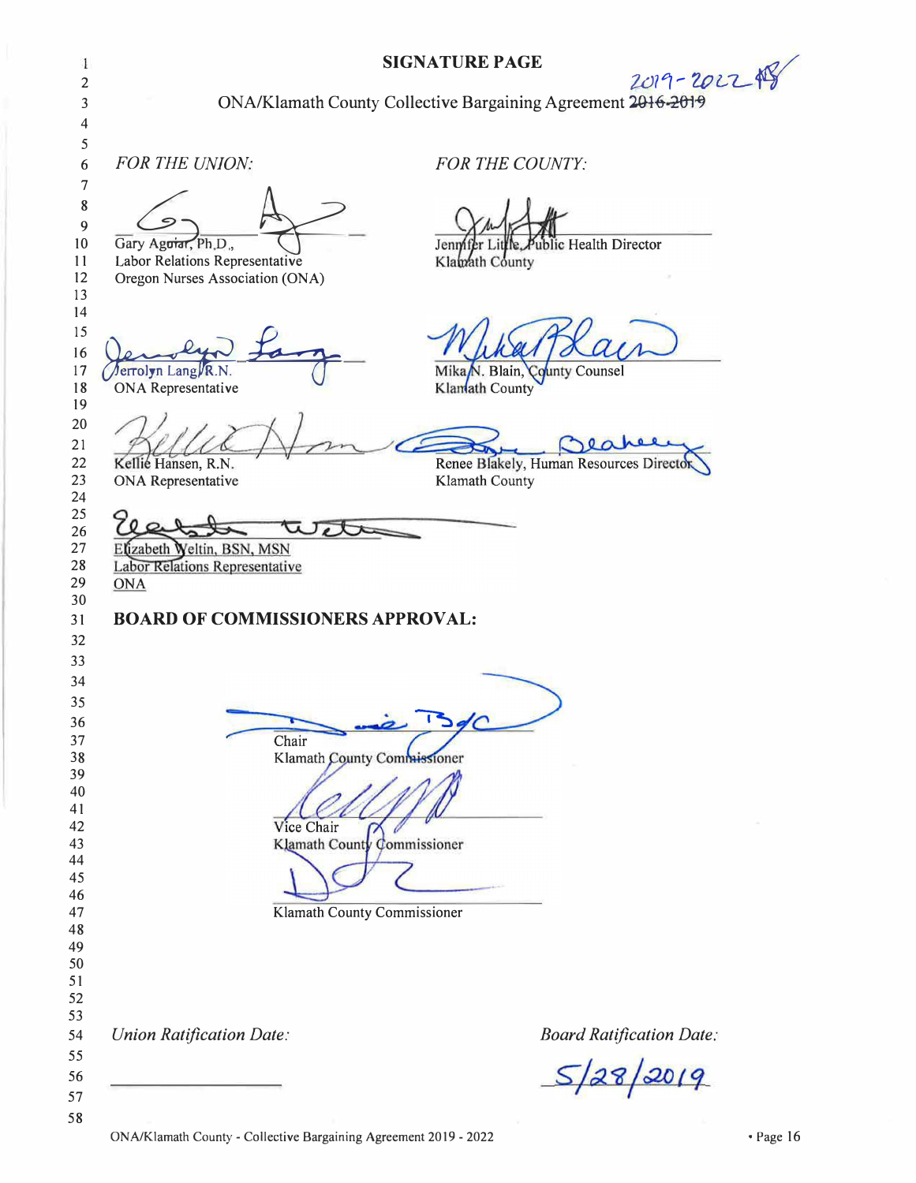# SIGNATURE PAGE

2019-2022

ONA/Klamath County Collective Bargaining Agreement ~~2016-2019~~

| *FOR THE UNION:* | *FOR THE COUNTY:* |
| --- | --- |
| Gary Aguiar, Ph.D., Labor Relations Representative, Oregon Nurses Association (ONA) | Jennifer Little, Public Health Director, Klamath County |
| Jerrolyn Lang, R.N., ONA Representative | Mika N. Blain, County Counsel, Klamath County |
| Kellie Hansen, R.N., ONA Representative | Renee Blakely, Human Resources Director, Klamath County |
| Elizabeth Weltin, BSN, MSN, Labor Relations Representative, ONA | |

## BOARD OF COMMISSIONERS APPROVAL:

Chair
Klamath County Commissioner

Vice Chair
Klamath County Commissioner

Klamath County Commissioner

*Union Ratification Date:* ____________________

*Board Ratification Date:* 5/28/2019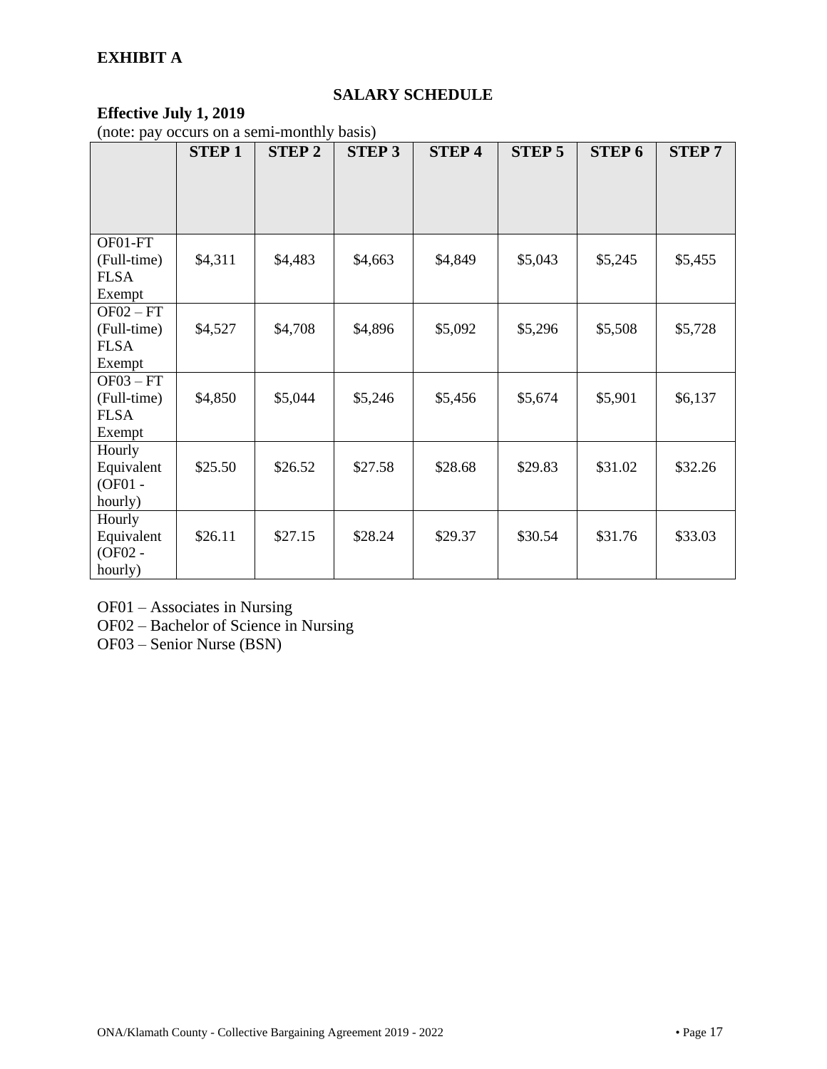**EXHIBIT A**

**SALARY SCHEDULE**

**Effective July 1, 2019**

(note: pay occurs on a semi-monthly basis)

| | STEP 1 | STEP 2 | STEP 3 | STEP 4 | STEP 5 | STEP 6 | STEP 7 |
|---|---|---|---|---|---|---|---|
| OF01-FT (Full-time) FLSA Exempt | $4,311 | $4,483 | $4,663 | $4,849 | $5,043 | $5,245 | $5,455 |
| OF02 – FT (Full-time) FLSA Exempt | $4,527 | $4,708 | $4,896 | $5,092 | $5,296 | $5,508 | $5,728 |
| OF03 – FT (Full-time) FLSA Exempt | $4,850 | $5,044 | $5,246 | $5,456 | $5,674 | $5,901 | $6,137 |
| Hourly Equivalent (OF01 - hourly) | $25.50 | $26.52 | $27.58 | $28.68 | $29.83 | $31.02 | $32.26 |
| Hourly Equivalent (OF02 - hourly) | $26.11 | $27.15 | $28.24 | $29.37 | $30.54 | $31.76 | $33.03 |

OF01 – Associates in Nursing

OF02 – Bachelor of Science in Nursing

OF03 – Senior Nurse (BSN)